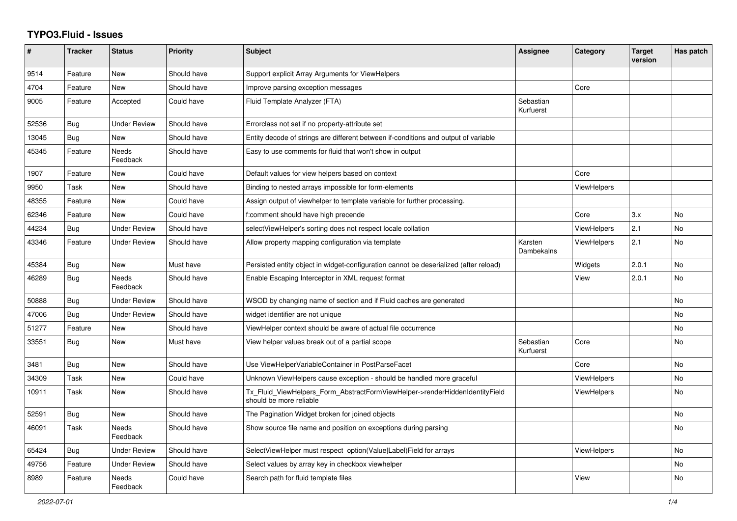# TYPO3.Fluid - Issues

| # | Tracker | Status | Priority | Subject | Assignee | Category | Target version | Has patch |
|---|---|---|---|---|---|---|---|---|
| 9514 | Feature | New | Should have | Support explicit Array Arguments for ViewHelpers | | | | |
| 4704 | Feature | New | Should have | Improve parsing exception messages | | Core | | |
| 9005 | Feature | Accepted | Could have | Fluid Template Analyzer (FTA) | Sebastian Kurfuerst | | | |
| 52536 | Bug | Under Review | Should have | Errorclass not set if no property-attribute set | | | | |
| 13045 | Bug | New | Should have | Entity decode of strings are different between if-conditions and output of variable | | | | |
| 45345 | Feature | Needs Feedback | Should have | Easy to use comments for fluid that won't show in output | | | | |
| 1907 | Feature | New | Could have | Default values for view helpers based on context | | Core | | |
| 9950 | Task | New | Should have | Binding to nested arrays impossible for form-elements | | ViewHelpers | | |
| 48355 | Feature | New | Could have | Assign output of viewhelper to template variable for further processing. | | | | |
| 62346 | Feature | New | Could have | f:comment should have high precende | | Core | 3.x | No |
| 44234 | Bug | Under Review | Should have | selectViewHelper's sorting does not respect locale collation | | ViewHelpers | 2.1 | No |
| 43346 | Feature | Under Review | Should have | Allow property mapping configuration via template | Karsten Dambekalns | ViewHelpers | 2.1 | No |
| 45384 | Bug | New | Must have | Persisted entity object in widget-configuration cannot be deserialized (after reload) | | Widgets | 2.0.1 | No |
| 46289 | Bug | Needs Feedback | Should have | Enable Escaping Interceptor in XML request format | | View | 2.0.1 | No |
| 50888 | Bug | Under Review | Should have | WSOD by changing name of section and if Fluid caches are generated | | | | No |
| 47006 | Bug | Under Review | Should have | widget identifier are not unique | | | | No |
| 51277 | Feature | New | Should have | ViewHelper context should be aware of actual file occurrence | | | | No |
| 33551 | Bug | New | Must have | View helper values break out of a partial scope | Sebastian Kurfuerst | Core | | No |
| 3481 | Bug | New | Should have | Use ViewHelperVariableContainer in PostParseFacet | | Core | | No |
| 34309 | Task | New | Could have | Unknown ViewHelpers cause exception - should be handled more graceful | | ViewHelpers | | No |
| 10911 | Task | New | Should have | Tx_Fluid_ViewHelpers_Form_AbstractFormViewHelper->renderHiddenIdentityField should be more reliable | | ViewHelpers | | No |
| 52591 | Bug | New | Should have | The Pagination Widget broken for joined objects | | | | No |
| 46091 | Task | Needs Feedback | Should have | Show source file name and position on exceptions during parsing | | | | No |
| 65424 | Bug | Under Review | Should have | SelectViewHelper must respect option(Value\|Label)Field for arrays | | ViewHelpers | | No |
| 49756 | Feature | Under Review | Should have | Select values by array key in checkbox viewhelper | | | | No |
| 8989 | Feature | Needs Feedback | Could have | Search path for fluid template files | | View | | No |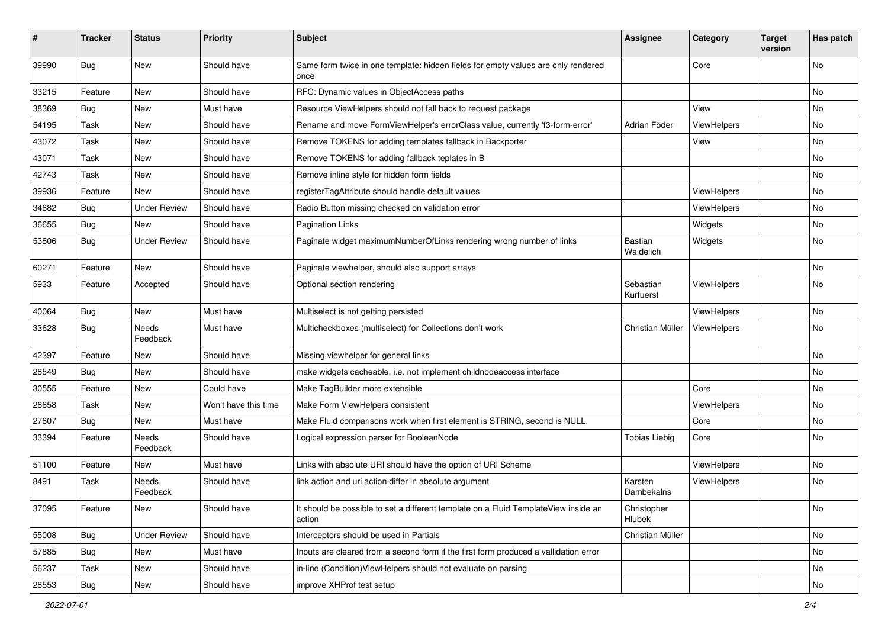| # | Tracker | Status | Priority | Subject | Assignee | Category | Target version | Has patch |
|---|---|---|---|---|---|---|---|---|
| 39990 | Bug | New | Should have | Same form twice in one template: hidden fields for empty values are only rendered once | | Core | | No |
| 33215 | Feature | New | Should have | RFC: Dynamic values in ObjectAccess paths | | | | No |
| 38369 | Bug | New | Must have | Resource ViewHelpers should not fall back to request package | | View | | No |
| 54195 | Task | New | Should have | Rename and move FormViewHelper's errorClass value, currently 'f3-form-error' | Adrian Föder | ViewHelpers | | No |
| 43072 | Task | New | Should have | Remove TOKENS for adding templates fallback in Backporter | | View | | No |
| 43071 | Task | New | Should have | Remove TOKENS for adding fallback teplates in B | | | | No |
| 42743 | Task | New | Should have | Remove inline style for hidden form fields | | | | No |
| 39936 | Feature | New | Should have | registerTagAttribute should handle default values | | ViewHelpers | | No |
| 34682 | Bug | Under Review | Should have | Radio Button missing checked on validation error | | ViewHelpers | | No |
| 36655 | Bug | New | Should have | Pagination Links | | Widgets | | No |
| 53806 | Bug | Under Review | Should have | Paginate widget maximumNumberOfLinks rendering wrong number of links | Bastian Waidelich | Widgets | | No |
| 60271 | Feature | New | Should have | Paginate viewhelper, should also support arrays | | | | No |
| 5933 | Feature | Accepted | Should have | Optional section rendering | Sebastian Kurfuerst | ViewHelpers | | No |
| 40064 | Bug | New | Must have | Multiselect is not getting persisted | | ViewHelpers | | No |
| 33628 | Bug | Needs Feedback | Must have | Multicheckboxes (multiselect) for Collections don't work | Christian Müller | ViewHelpers | | No |
| 42397 | Feature | New | Should have | Missing viewhelper for general links | | | | No |
| 28549 | Bug | New | Should have | make widgets cacheable, i.e. not implement childnodeaccess interface | | | | No |
| 30555 | Feature | New | Could have | Make TagBuilder more extensible | | Core | | No |
| 26658 | Task | New | Won't have this time | Make Form ViewHelpers consistent | | ViewHelpers | | No |
| 27607 | Bug | New | Must have | Make Fluid comparisons work when first element is STRING, second is NULL. | | Core | | No |
| 33394 | Feature | Needs Feedback | Should have | Logical expression parser for BooleanNode | Tobias Liebig | Core | | No |
| 51100 | Feature | New | Must have | Links with absolute URI should have the option of URI Scheme | | ViewHelpers | | No |
| 8491 | Task | Needs Feedback | Should have | link.action and uri.action differ in absolute argument | Karsten Dambekalns | ViewHelpers | | No |
| 37095 | Feature | New | Should have | It should be possible to set a different template on a Fluid TemplateView inside an action | Christopher Hlubek | | | No |
| 55008 | Bug | Under Review | Should have | Interceptors should be used in Partials | Christian Müller | | | No |
| 57885 | Bug | New | Must have | Inputs are cleared from a second form if the first form produced a vallidation error | | | | No |
| 56237 | Task | New | Should have | in-line (Condition)ViewHelpers should not evaluate on parsing | | | | No |
| 28553 | Bug | New | Should have | improve XHProf test setup | | | | No |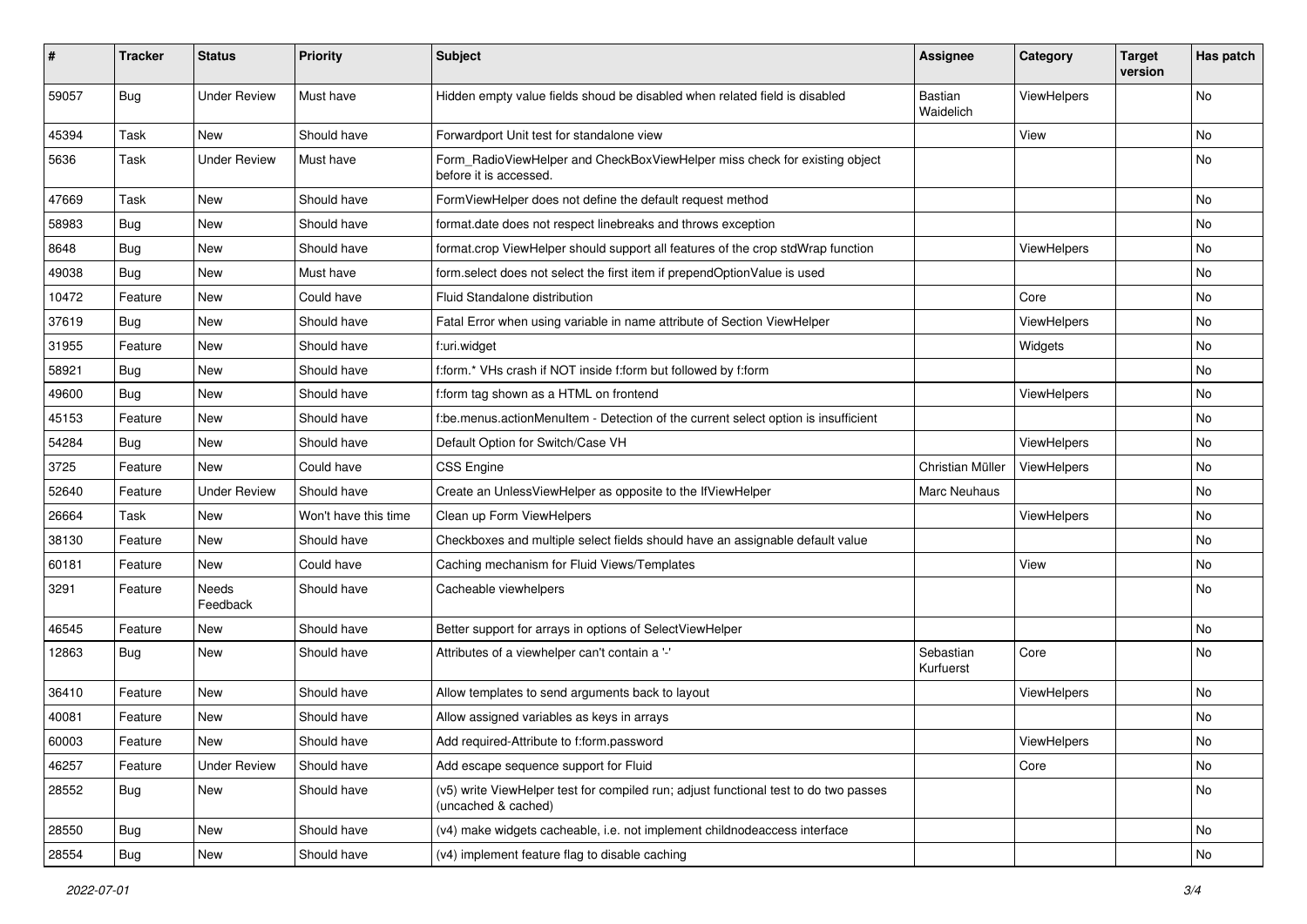| # | Tracker | Status | Priority | Subject | Assignee | Category | Target version | Has patch |
|---|---|---|---|---|---|---|---|---|
| 59057 | Bug | Under Review | Must have | Hidden empty value fields shoud be disabled when related field is disabled | Bastian Waidelich | ViewHelpers | | No |
| 45394 | Task | New | Should have | Forwardport Unit test for standalone view | | View | | No |
| 5636 | Task | Under Review | Must have | Form_RadioViewHelper and CheckBoxViewHelper miss check for existing object before it is accessed. | | | | No |
| 47669 | Task | New | Should have | FormViewHelper does not define the default request method | | | | No |
| 58983 | Bug | New | Should have | format.date does not respect linebreaks and throws exception | | | | No |
| 8648 | Bug | New | Should have | format.crop ViewHelper should support all features of the crop stdWrap function | | ViewHelpers | | No |
| 49038 | Bug | New | Must have | form.select does not select the first item if prependOptionValue is used | | | | No |
| 10472 | Feature | New | Could have | Fluid Standalone distribution | | Core | | No |
| 37619 | Bug | New | Should have | Fatal Error when using variable in name attribute of Section ViewHelper | | ViewHelpers | | No |
| 31955 | Feature | New | Should have | f:uri.widget | | Widgets | | No |
| 58921 | Bug | New | Should have | f:form.* VHs crash if NOT inside f:form but followed by f:form | | | | No |
| 49600 | Bug | New | Should have | f:form tag shown as a HTML on frontend | | ViewHelpers | | No |
| 45153 | Feature | New | Should have | f:be.menus.actionMenuItem - Detection of the current select option is insufficient | | | | No |
| 54284 | Bug | New | Should have | Default Option for Switch/Case VH | | ViewHelpers | | No |
| 3725 | Feature | New | Could have | CSS Engine | Christian Müller | ViewHelpers | | No |
| 52640 | Feature | Under Review | Should have | Create an UnlessViewHelper as opposite to the IfViewHelper | Marc Neuhaus | | | No |
| 26664 | Task | New | Won't have this time | Clean up Form ViewHelpers | | ViewHelpers | | No |
| 38130 | Feature | New | Should have | Checkboxes and multiple select fields should have an assignable default value | | | | No |
| 60181 | Feature | New | Could have | Caching mechanism for Fluid Views/Templates | | View | | No |
| 3291 | Feature | Needs Feedback | Should have | Cacheable viewhelpers | | | | No |
| 46545 | Feature | New | Should have | Better support for arrays in options of SelectViewHelper | | | | No |
| 12863 | Bug | New | Should have | Attributes of a viewhelper can't contain a '-' | Sebastian Kurfuerst | Core | | No |
| 36410 | Feature | New | Should have | Allow templates to send arguments back to layout | | ViewHelpers | | No |
| 40081 | Feature | New | Should have | Allow assigned variables as keys in arrays | | | | No |
| 60003 | Feature | New | Should have | Add required-Attribute to f:form.password | | ViewHelpers | | No |
| 46257 | Feature | Under Review | Should have | Add escape sequence support for Fluid | | Core | | No |
| 28552 | Bug | New | Should have | (v5) write ViewHelper test for compiled run; adjust functional test to do two passes (uncached & cached) | | | | No |
| 28550 | Bug | New | Should have | (v4) make widgets cacheable, i.e. not implement childnodeaccess interface | | | | No |
| 28554 | Bug | New | Should have | (v4) implement feature flag to disable caching | | | | No |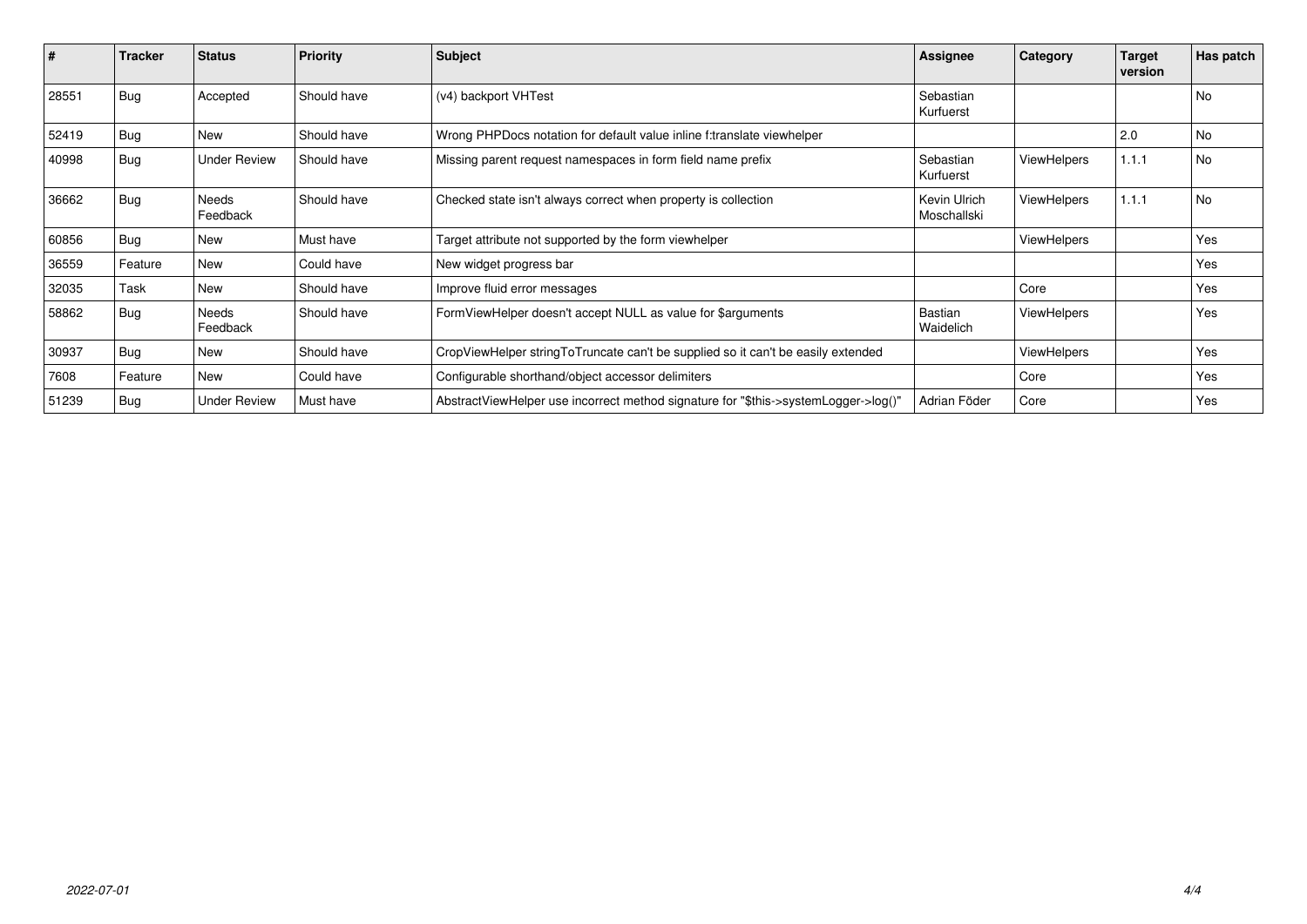| # | Tracker | Status | Priority | Subject | Assignee | Category | Target version | Has patch |
|---|---|---|---|---|---|---|---|---|
| 28551 | Bug | Accepted | Should have | (v4) backport VHTest | Sebastian Kurfuerst | | | No |
| 52419 | Bug | New | Should have | Wrong PHPDocs notation for default value inline f:translate viewhelper | | | 2.0 | No |
| 40998 | Bug | Under Review | Should have | Missing parent request namespaces in form field name prefix | Sebastian Kurfuerst | ViewHelpers | 1.1.1 | No |
| 36662 | Bug | Needs Feedback | Should have | Checked state isn't always correct when property is collection | Kevin Ulrich Moschallski | ViewHelpers | 1.1.1 | No |
| 60856 | Bug | New | Must have | Target attribute not supported by the form viewhelper | | ViewHelpers | | Yes |
| 36559 | Feature | New | Could have | New widget progress bar | | | | Yes |
| 32035 | Task | New | Should have | Improve fluid error messages | | Core | | Yes |
| 58862 | Bug | Needs Feedback | Should have | FormViewHelper doesn't accept NULL as value for $arguments | Bastian Waidelich | ViewHelpers | | Yes |
| 30937 | Bug | New | Should have | CropViewHelper stringToTruncate can't be supplied so it can't be easily extended | | ViewHelpers | | Yes |
| 7608 | Feature | New | Could have | Configurable shorthand/object accessor delimiters | | Core | | Yes |
| 51239 | Bug | Under Review | Must have | AbstractViewHelper use incorrect method signature for "$this->systemLogger->log()" | Adrian Föder | Core | | Yes |